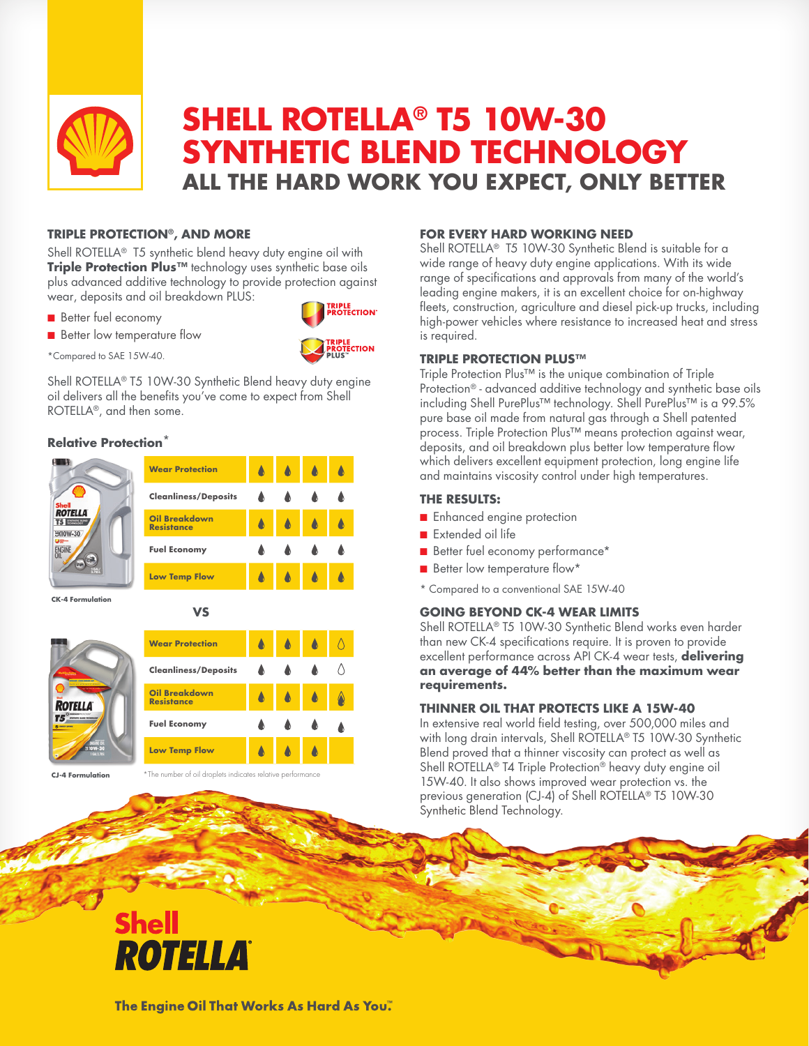# SHELL ROTELLA® T5 10W-30 SYNTHETIC BLEND TECHNOLOGY

## ALL THE HARD WORK YOU EXPECT, ONLY BETTER

### TRIPLE PROTECTION®, AND MORE

Shell ROTELLA® T5 synthetic blend heavy duty engine oil with **Triple Protection Plus™** technology uses synthetic base oils plus advanced additive technology to provide protection against wear, deposits and oil breakdown PLUS:

- Better fuel economy
- Better low temperature flow

*Compared to SAE 15W-40.

TRIPLE PROTECTION®

TRIPLE PROTECTION PLUS™

Shell ROTELLA® T5 10W-30 Synthetic Blend heavy duty engine oil delivers all the benefits you've come to expect from Shell ROTELLA®, and then some.

### Relative Protection*

**CK-4 Formulation**

| | |
|---|---|
| Wear Protection | 4 of 4 droplets |
| Cleanliness/Deposits | 4 of 4 droplets |
| Oil Breakdown Resistance | 4 of 4 droplets |
| Fuel Economy | 4 of 4 droplets |
| Low Temp Flow | 4 of 4 droplets |

VS

**CJ-4 Formulation**

| | |
|---|---|
| Wear Protection | 3 of 4 droplets |
| Cleanliness/Deposits | 3 of 4 droplets |
| Oil Breakdown Resistance | 3.5 of 4 droplets |
| Fuel Economy | 4 of 4 droplets |
| Low Temp Flow | 3 droplets |

*The number of oil droplets indicates relative performance

### FOR EVERY HARD WORKING NEED

Shell ROTELLA® T5 10W-30 Synthetic Blend is suitable for a wide range of heavy duty engine applications. With its wide range of specifications and approvals from many of the world's leading engine makers, it is an excellent choice for on-highway fleets, construction, agriculture and diesel pick-up trucks, including high-power vehicles where resistance to increased heat and stress is required.

### TRIPLE PROTECTION PLUS™

Triple Protection Plus™ is the unique combination of Triple Protection® - advanced additive technology and synthetic base oils including Shell PurePlus™ technology. Shell PurePlus™ is a 99.5% pure base oil made from natural gas through a Shell patented process. Triple Protection Plus™ means protection against wear, deposits, and oil breakdown plus better low temperature flow which delivers excellent equipment protection, long engine life and maintains viscosity control under high temperatures.

### THE RESULTS:

- Enhanced engine protection
- Extended oil life
- Better fuel economy performance*
- Better low temperature flow*

\* Compared to a conventional SAE 15W-40

### GOING BEYOND CK-4 WEAR LIMITS

Shell ROTELLA® T5 10W-30 Synthetic Blend works even harder than new CK-4 specifications require. It is proven to provide excellent performance across API CK-4 wear tests, **delivering an average of 44% better than the maximum wear requirements.**

### THINNER OIL THAT PROTECTS LIKE A 15W-40

In extensive real world field testing, over 500,000 miles and with long drain intervals, Shell ROTELLA® T5 10W-30 Synthetic Blend proved that a thinner viscosity can protect as well as Shell ROTELLA® T4 Triple Protection® heavy duty engine oil 15W-40. It also shows improved wear protection vs. the previous generation (CJ-4) of Shell ROTELLA® T5 10W-30 Synthetic Blend Technology.

Shell ROTELLA®

The Engine Oil That Works As Hard As You.™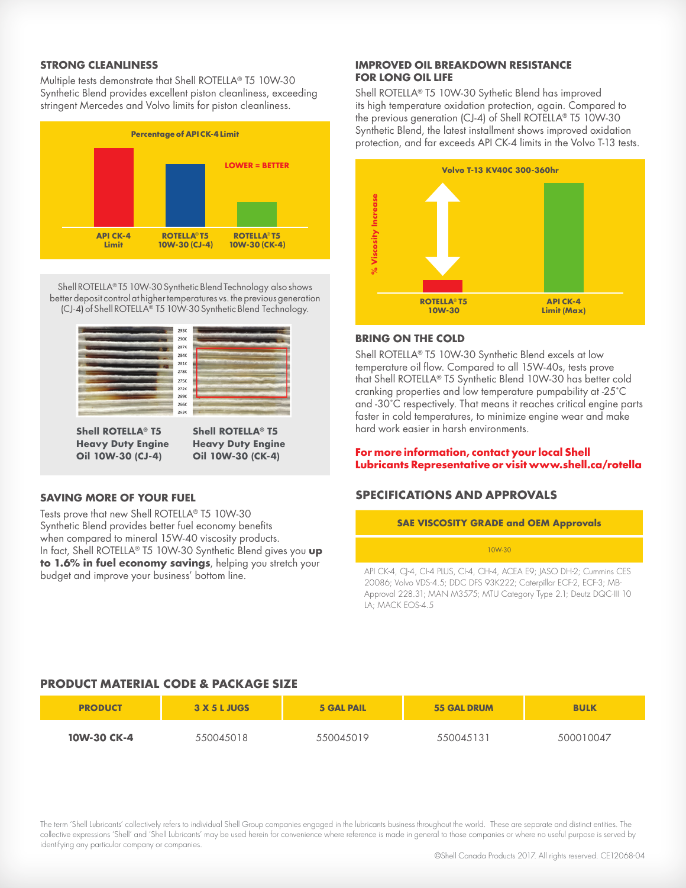## STRONG CLEANLINESS

Multiple tests demonstrate that Shell ROTELLA® T5 10W-30 Synthetic Blend provides excellent piston cleanliness, exceeding stringent Mercedes and Volvo limits for piston cleanliness.

Percentage of API CK-4 Limit

LOWER = BETTER

API CK-4 Limit

ROTELLA® T5 10W-30 (CJ-4)

ROTELLA® T5 10W-30 (CK-4)

Shell ROTELLA® T5 10W-30 Synthetic Blend Technology also shows better deposit control at higher temperatures vs. the previous generation (CJ-4) of Shell ROTELLA® T5 10W-30 Synthetic Blend Technology.

293C
290C
287C
284C
281C
278C
275C
272C
269C
266C
263C

**Shell ROTELLA® T5 Heavy Duty Engine Oil 10W-30 (CJ-4)**

**Shell ROTELLA® T5 Heavy Duty Engine Oil 10W-30 (CK-4)**

## SAVING MORE OF YOUR FUEL

Tests prove that new Shell ROTELLA® T5 10W-30 Synthetic Blend provides better fuel economy benefits when compared to mineral 15W-40 viscosity products. In fact, Shell ROTELLA® T5 10W-30 Synthetic Blend gives you **up to 1.6% in fuel economy savings**, helping you stretch your budget and improve your business' bottom line.

## IMPROVED OIL BREAKDOWN RESISTANCE FOR LONG OIL LIFE

Shell ROTELLA® T5 10W-30 Sythetic Blend has improved its high temperature oxidation protection, again. Compared to the previous generation (CJ-4) of Shell ROTELLA® T5 10W-30 Synthetic Blend, the latest installment shows improved oxidation protection, and far exceeds API CK-4 limits in the Volvo T-13 tests.

Volvo T-13 KV40C 300-360hr

% Viscosity Increase

ROTELLA® T5 10W-30

API CK-4 Limit (Max)

## BRING ON THE COLD

Shell ROTELLA® T5 10W-30 Synthetic Blend excels at low temperature oil flow. Compared to all 15W-40s, tests prove that Shell ROTELLA® T5 Synthetic Blend 10W-30 has better cold cranking properties and low temperature pumpability at -25°C and -30°C respectively. That means it reaches critical engine parts faster in cold temperatures, to minimize engine wear and make hard work easier in harsh environments.

**For more information, contact your local Shell Lubricants Representative or visit www.shell.ca/rotella**

## SPECIFICATIONS AND APPROVALS

| SAE VISCOSITY GRADE and OEM Approvals |
|---|
| 10W-30 |

API CK-4, CJ-4, CI-4 PLUS, CI-4, CH-4, ACEA E9; JASO DH-2; Cummins CES 20086; Volvo VDS-4.5; DDC DFS 93K222; Caterpillar ECF-2, ECF-3; MB-Approval 228.31; MAN M3575; MTU Category Type 2.1; Deutz DQC-III 10 LA; MACK EOS-4.5

## PRODUCT MATERIAL CODE & PACKAGE SIZE

| PRODUCT | 3 X 5 L JUGS | 5 GAL PAIL | 55 GAL DRUM | BULK |
|---|---|---|---|---|
| **10W-30 CK-4** | 550045018 | 550045019 | 550045131 | 500010047 |

The term 'Shell Lubricants' collectively refers to individual Shell Group companies engaged in the lubricants business throughout the world. These are separate and distinct entities. The collective expressions 'Shell' and 'Shell Lubricants' may be used herein for convenience where reference is made in general to those companies or where no useful purpose is served by identifying any particular company or companies.

©Shell Canada Products 2017. All rights reserved. CE12068-04